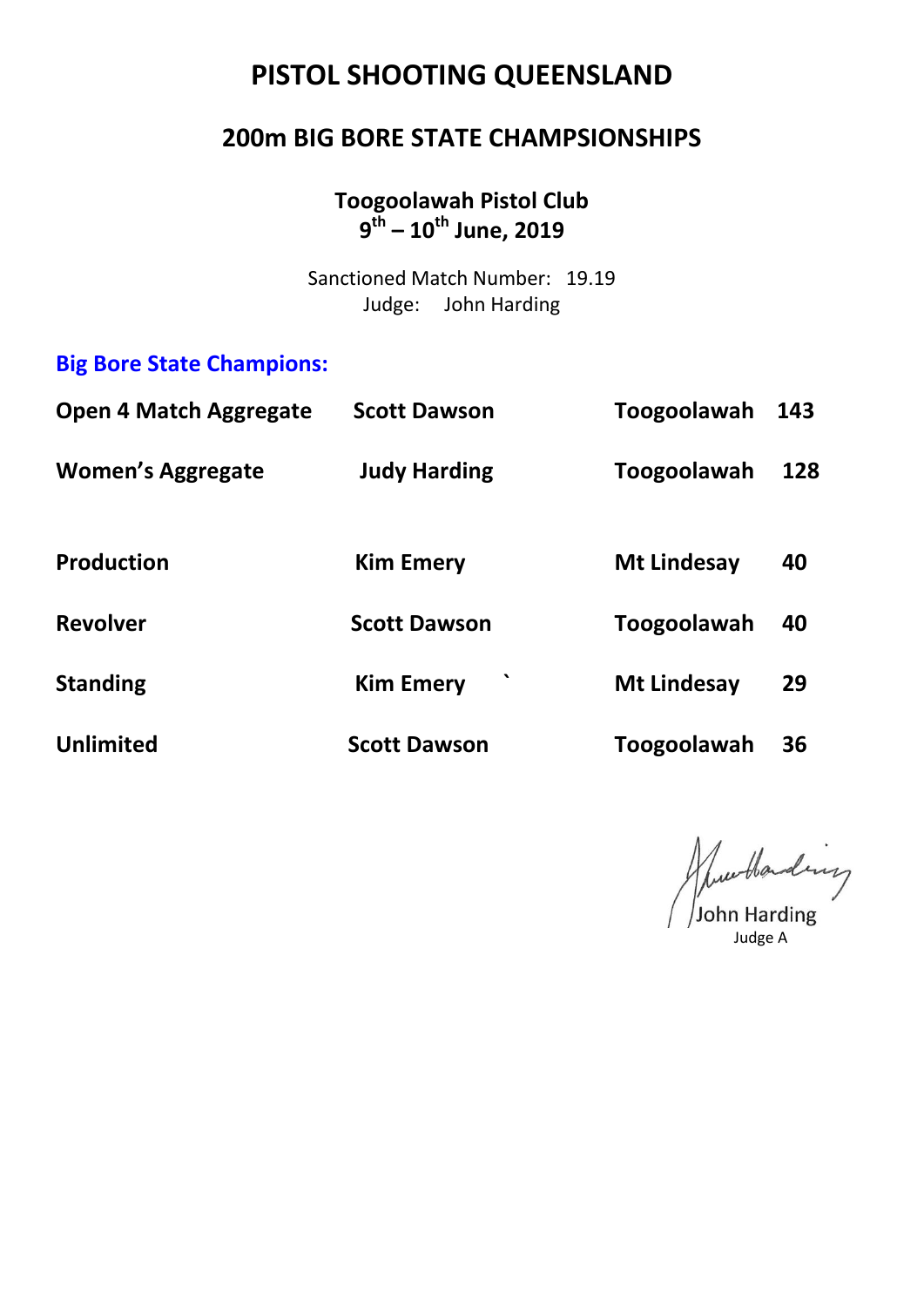# PISTOL SHOOTING QUEENSLAND

## 200m BIG BORE STATE CHAMPSIONSHIPS

**Toogoolawah Pistol Club**
**9th – 10th June, 2019**

Sanctioned Match Number: 19.19
Judge: John Harding

### Big Bore State Champions:

| | | | |
|---|---|---|---|
| **Open 4 Match Aggregate** | **Scott Dawson** | **Toogoolawah** | **143** |
| **Women's Aggregate** | **Judy Harding** | **Toogoolawah** | **128** |
| **Production** | **Kim Emery** | **Mt Lindesay** | **40** |
| **Revolver** | **Scott Dawson** | **Toogoolawah** | **40** |
| **Standing** | **Kim Emery** ` | **Mt Lindesay** | **29** |
| **Unlimited** | **Scott Dawson** | **Toogoolawah** | **36** |

John Harding
Judge A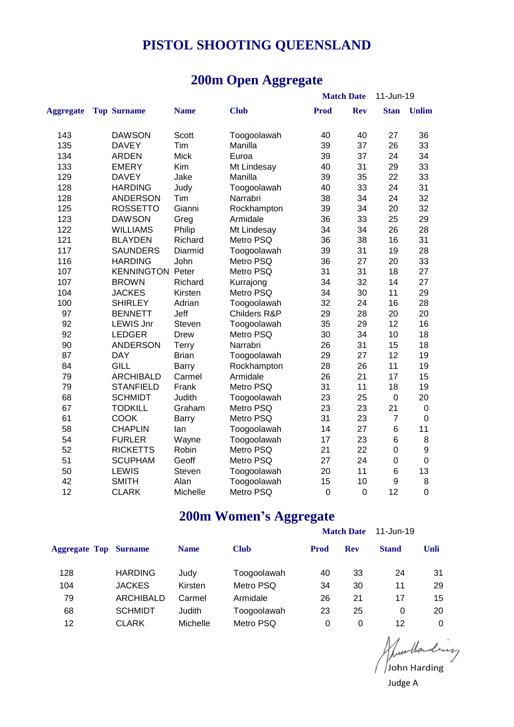# PISTOL SHOOTING QUEENSLAND

## 200m Open Aggregate

**Match Date** 11-Jun-19

| Aggregate | Top | Surname | Name | Club | Prod | Rev | Stan | Unlim |
|---|---|---|---|---|---|---|---|---|
| 143 | | DAWSON | Scott | Toogoolawah | 40 | 40 | 27 | 36 |
| 135 | | DAVEY | Tim | Manilla | 39 | 37 | 26 | 33 |
| 134 | | ARDEN | Mick | Euroa | 39 | 37 | 24 | 34 |
| 133 | | EMERY | Kim | Mt Lindesay | 40 | 31 | 29 | 33 |
| 129 | | DAVEY | Jake | Manilla | 39 | 35 | 22 | 33 |
| 128 | | HARDING | Judy | Toogoolawah | 40 | 33 | 24 | 31 |
| 128 | | ANDERSON | Tim | Narrabri | 38 | 34 | 24 | 32 |
| 125 | | ROSSETTO | Gianni | Rockhampton | 39 | 34 | 20 | 32 |
| 123 | | DAWSON | Greg | Armidale | 36 | 33 | 25 | 29 |
| 122 | | WILLIAMS | Philip | Mt Lindesay | 34 | 34 | 26 | 28 |
| 121 | | BLAYDEN | Richard | Metro PSQ | 36 | 38 | 16 | 31 |
| 117 | | SAUNDERS | Diarmid | Toogoolawah | 39 | 31 | 19 | 28 |
| 116 | | HARDING | John | Metro PSQ | 36 | 27 | 20 | 33 |
| 107 | | KENNINGTON | Peter | Metro PSQ | 31 | 31 | 18 | 27 |
| 107 | | BROWN | Richard | Kurrajong | 34 | 32 | 14 | 27 |
| 104 | | JACKES | Kirsten | Metro PSQ | 34 | 30 | 11 | 29 |
| 100 | | SHIRLEY | Adrian | Toogoolawah | 32 | 24 | 16 | 28 |
| 97 | | BENNETT | Jeff | Childers R&P | 29 | 28 | 20 | 20 |
| 92 | | LEWIS Jnr | Steven | Toogoolawah | 35 | 29 | 12 | 16 |
| 92 | | LEDGER | Drew | Metro PSQ | 30 | 34 | 10 | 18 |
| 90 | | ANDERSON | Terry | Narrabri | 26 | 31 | 15 | 18 |
| 87 | | DAY | Brian | Toogoolawah | 29 | 27 | 12 | 19 |
| 84 | | GILL | Barry | Rockhampton | 28 | 26 | 11 | 19 |
| 79 | | ARCHIBALD | Carmel | Armidale | 26 | 21 | 17 | 15 |
| 79 | | STANFIELD | Frank | Metro PSQ | 31 | 11 | 18 | 19 |
| 68 | | SCHMIDT | Judith | Toogoolawah | 23 | 25 | 0 | 20 |
| 67 | | TODKILL | Graham | Metro PSQ | 23 | 23 | 21 | 0 |
| 61 | | COOK | Barry | Metro PSQ | 31 | 23 | 7 | 0 |
| 58 | | CHAPLIN | Ian | Toogoolawah | 14 | 27 | 6 | 11 |
| 54 | | FURLER | Wayne | Toogoolawah | 17 | 23 | 6 | 8 |
| 52 | | RICKETTS | Robin | Metro PSQ | 21 | 22 | 0 | 9 |
| 51 | | SCUPHAM | Geoff | Metro PSQ | 27 | 24 | 0 | 0 |
| 50 | | LEWIS | Steven | Toogoolawah | 20 | 11 | 6 | 13 |
| 42 | | SMITH | Alan | Toogoolawah | 15 | 10 | 9 | 8 |
| 12 | | CLARK | Michelle | Metro PSQ | 0 | 0 | 12 | 0 |

## 200m Women's Aggregate

**Match Date** 11-Jun-19

| Aggregate | Top | Surname | Name | Club | Prod | Rev | Stand | Unli |
|---|---|---|---|---|---|---|---|---|
| 128 | | HARDING | Judy | Toogoolawah | 40 | 33 | 24 | 31 |
| 104 | | JACKES | Kirsten | Metro PSQ | 34 | 30 | 11 | 29 |
| 79 | | ARCHIBALD | Carmel | Armidale | 26 | 21 | 17 | 15 |
| 68 | | SCHMIDT | Judith | Toogoolawah | 23 | 25 | 0 | 20 |
| 12 | | CLARK | Michelle | Metro PSQ | 0 | 0 | 12 | 0 |

John Harding

Judge A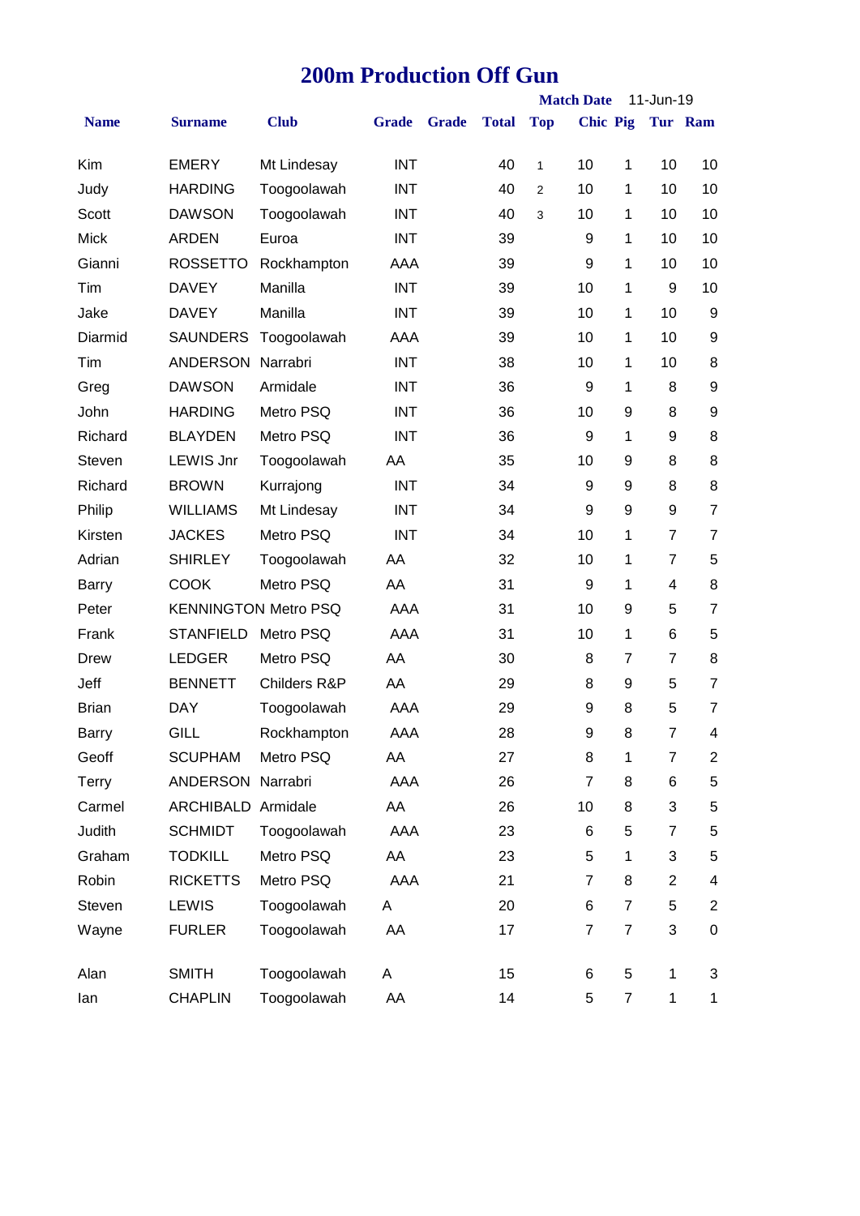# 200m Production Off Gun

**Match Date** 11-Jun-19

| Name | Surname | Club | Grade | Grade | Total | Top | Chic | Pig | Tur | Ram |
|---|---|---|---|---|---|---|---|---|---|---|
| Kim | EMERY | Mt Lindesay | INT | | 40 | 1 | 10 | 1 | 10 | 10 |
| Judy | HARDING | Toogoolawah | INT | | 40 | 2 | 10 | 1 | 10 | 10 |
| Scott | DAWSON | Toogoolawah | INT | | 40 | 3 | 10 | 1 | 10 | 10 |
| Mick | ARDEN | Euroa | INT | | 39 | | 9 | 1 | 10 | 10 |
| Gianni | ROSSETTO | Rockhampton | AAA | | 39 | | 9 | 1 | 10 | 10 |
| Tim | DAVEY | Manilla | INT | | 39 | | 10 | 1 | 9 | 10 |
| Jake | DAVEY | Manilla | INT | | 39 | | 10 | 1 | 10 | 9 |
| Diarmid | SAUNDERS | Toogoolawah | AAA | | 39 | | 10 | 1 | 10 | 9 |
| Tim | ANDERSON | Narrabri | INT | | 38 | | 10 | 1 | 10 | 8 |
| Greg | DAWSON | Armidale | INT | | 36 | | 9 | 1 | 8 | 9 |
| John | HARDING | Metro PSQ | INT | | 36 | | 10 | 9 | 8 | 9 |
| Richard | BLAYDEN | Metro PSQ | INT | | 36 | | 9 | 1 | 9 | 8 |
| Steven | LEWIS Jnr | Toogoolawah | AA | | 35 | | 10 | 9 | 8 | 8 |
| Richard | BROWN | Kurrajong | INT | | 34 | | 9 | 9 | 8 | 8 |
| Philip | WILLIAMS | Mt Lindesay | INT | | 34 | | 9 | 9 | 9 | 7 |
| Kirsten | JACKES | Metro PSQ | INT | | 34 | | 10 | 1 | 7 | 7 |
| Adrian | SHIRLEY | Toogoolawah | AA | | 32 | | 10 | 1 | 7 | 5 |
| Barry | COOK | Metro PSQ | AA | | 31 | | 9 | 1 | 4 | 8 |
| Peter | KENNINGTON | Metro PSQ | AAA | | 31 | | 10 | 9 | 5 | 7 |
| Frank | STANFIELD | Metro PSQ | AAA | | 31 | | 10 | 1 | 6 | 5 |
| Drew | LEDGER | Metro PSQ | AA | | 30 | | 8 | 7 | 7 | 8 |
| Jeff | BENNETT | Childers R&P | AA | | 29 | | 8 | 9 | 5 | 7 |
| Brian | DAY | Toogoolawah | AAA | | 29 | | 9 | 8 | 5 | 7 |
| Barry | GILL | Rockhampton | AAA | | 28 | | 9 | 8 | 7 | 4 |
| Geoff | SCUPHAM | Metro PSQ | AA | | 27 | | 8 | 1 | 7 | 2 |
| Terry | ANDERSON | Narrabri | AAA | | 26 | | 7 | 8 | 6 | 5 |
| Carmel | ARCHIBALD | Armidale | AA | | 26 | | 10 | 8 | 3 | 5 |
| Judith | SCHMIDT | Toogoolawah | AAA | | 23 | | 6 | 5 | 7 | 5 |
| Graham | TODKILL | Metro PSQ | AA | | 23 | | 5 | 1 | 3 | 5 |
| Robin | RICKETTS | Metro PSQ | AAA | | 21 | | 7 | 8 | 2 | 4 |
| Steven | LEWIS | Toogoolawah | A | | 20 | | 6 | 7 | 5 | 2 |
| Wayne | FURLER | Toogoolawah | AA | | 17 | | 7 | 7 | 3 | 0 |
| Alan | SMITH | Toogoolawah | A | | 15 | | 6 | 5 | 1 | 3 |
| Ian | CHAPLIN | Toogoolawah | AA | | 14 | | 5 | 7 | 1 | 1 |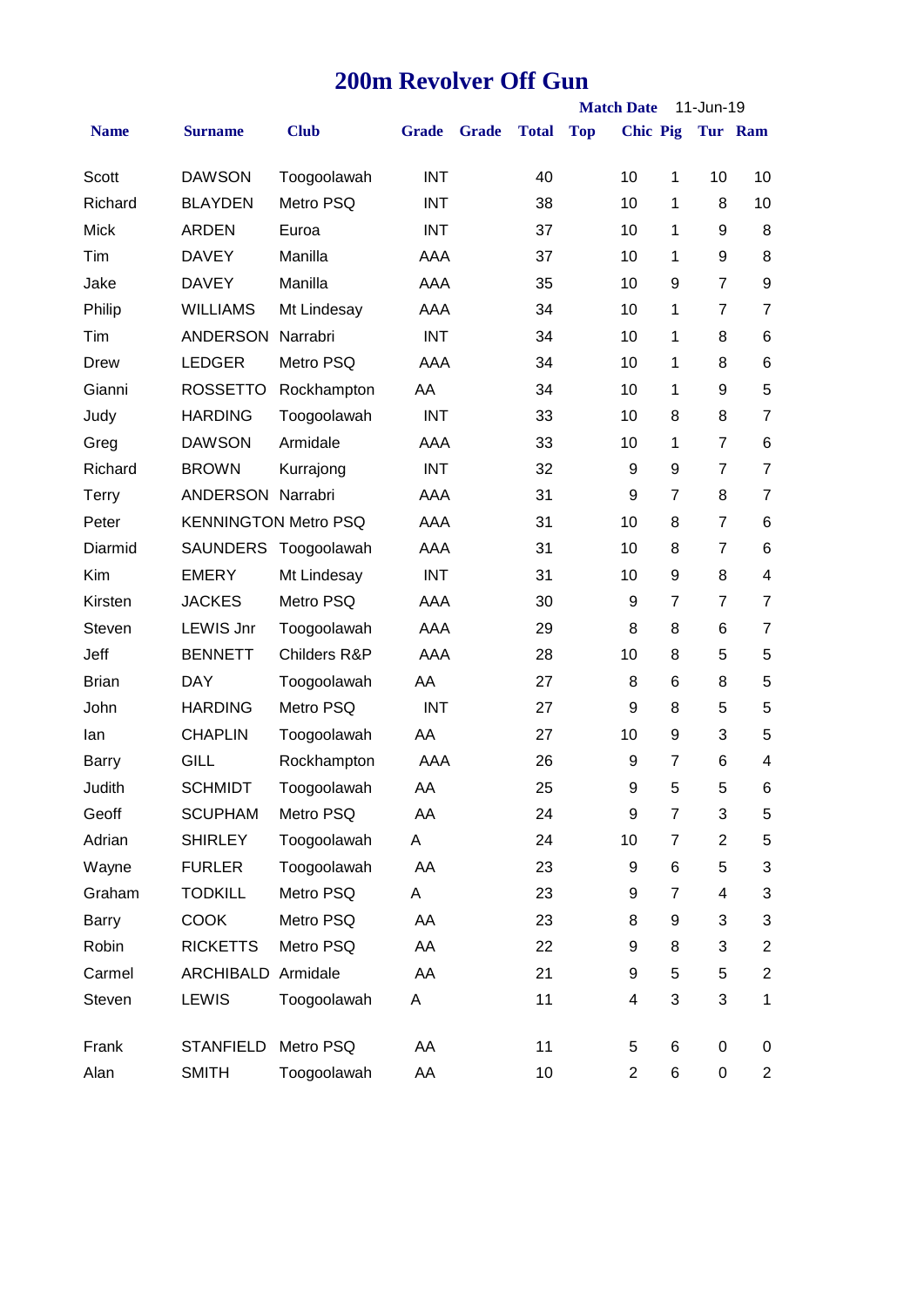# 200m Revolver Off Gun

Match Date 11-Jun-19

| Name | Surname | Club | Grade | Grade | Total | Top | Chic | Pig | Tur | Ram |
|---|---|---|---|---|---|---|---|---|---|---|
| Scott | DAWSON | Toogoolawah | INT | | 40 | | 10 | 1 | 10 | 10 |
| Richard | BLAYDEN | Metro PSQ | INT | | 38 | | 10 | 1 | 8 | 10 |
| Mick | ARDEN | Euroa | INT | | 37 | | 10 | 1 | 9 | 8 |
| Tim | DAVEY | Manilla | AAA | | 37 | | 10 | 1 | 9 | 8 |
| Jake | DAVEY | Manilla | AAA | | 35 | | 10 | 9 | 7 | 9 |
| Philip | WILLIAMS | Mt Lindesay | AAA | | 34 | | 10 | 1 | 7 | 7 |
| Tim | ANDERSON | Narrabri | INT | | 34 | | 10 | 1 | 8 | 6 |
| Drew | LEDGER | Metro PSQ | AAA | | 34 | | 10 | 1 | 8 | 6 |
| Gianni | ROSSETTO | Rockhampton | AA | | 34 | | 10 | 1 | 9 | 5 |
| Judy | HARDING | Toogoolawah | INT | | 33 | | 10 | 8 | 8 | 7 |
| Greg | DAWSON | Armidale | AAA | | 33 | | 10 | 1 | 7 | 6 |
| Richard | BROWN | Kurrajong | INT | | 32 | | 9 | 9 | 7 | 7 |
| Terry | ANDERSON | Narrabri | AAA | | 31 | | 9 | 7 | 8 | 7 |
| Peter | KENNINGTON | Metro PSQ | AAA | | 31 | | 10 | 8 | 7 | 6 |
| Diarmid | SAUNDERS | Toogoolawah | AAA | | 31 | | 10 | 8 | 7 | 6 |
| Kim | EMERY | Mt Lindesay | INT | | 31 | | 10 | 9 | 8 | 4 |
| Kirsten | JACKES | Metro PSQ | AAA | | 30 | | 9 | 7 | 7 | 7 |
| Steven | LEWIS Jnr | Toogoolawah | AAA | | 29 | | 8 | 8 | 6 | 7 |
| Jeff | BENNETT | Childers R&P | AAA | | 28 | | 10 | 8 | 5 | 5 |
| Brian | DAY | Toogoolawah | AA | | 27 | | 8 | 6 | 8 | 5 |
| John | HARDING | Metro PSQ | INT | | 27 | | 9 | 8 | 5 | 5 |
| Ian | CHAPLIN | Toogoolawah | AA | | 27 | | 10 | 9 | 3 | 5 |
| Barry | GILL | Rockhampton | AAA | | 26 | | 9 | 7 | 6 | 4 |
| Judith | SCHMIDT | Toogoolawah | AA | | 25 | | 9 | 5 | 5 | 6 |
| Geoff | SCUPHAM | Metro PSQ | AA | | 24 | | 9 | 7 | 3 | 5 |
| Adrian | SHIRLEY | Toogoolawah | A | | 24 | | 10 | 7 | 2 | 5 |
| Wayne | FURLER | Toogoolawah | AA | | 23 | | 9 | 6 | 5 | 3 |
| Graham | TODKILL | Metro PSQ | A | | 23 | | 9 | 7 | 4 | 3 |
| Barry | COOK | Metro PSQ | AA | | 23 | | 8 | 9 | 3 | 3 |
| Robin | RICKETTS | Metro PSQ | AA | | 22 | | 9 | 8 | 3 | 2 |
| Carmel | ARCHIBALD | Armidale | AA | | 21 | | 9 | 5 | 5 | 2 |
| Steven | LEWIS | Toogoolawah | A | | 11 | | 4 | 3 | 3 | 1 |
| Frank | STANFIELD | Metro PSQ | AA | | 11 | | 5 | 6 | 0 | 0 |
| Alan | SMITH | Toogoolawah | AA | | 10 | | 2 | 6 | 0 | 2 |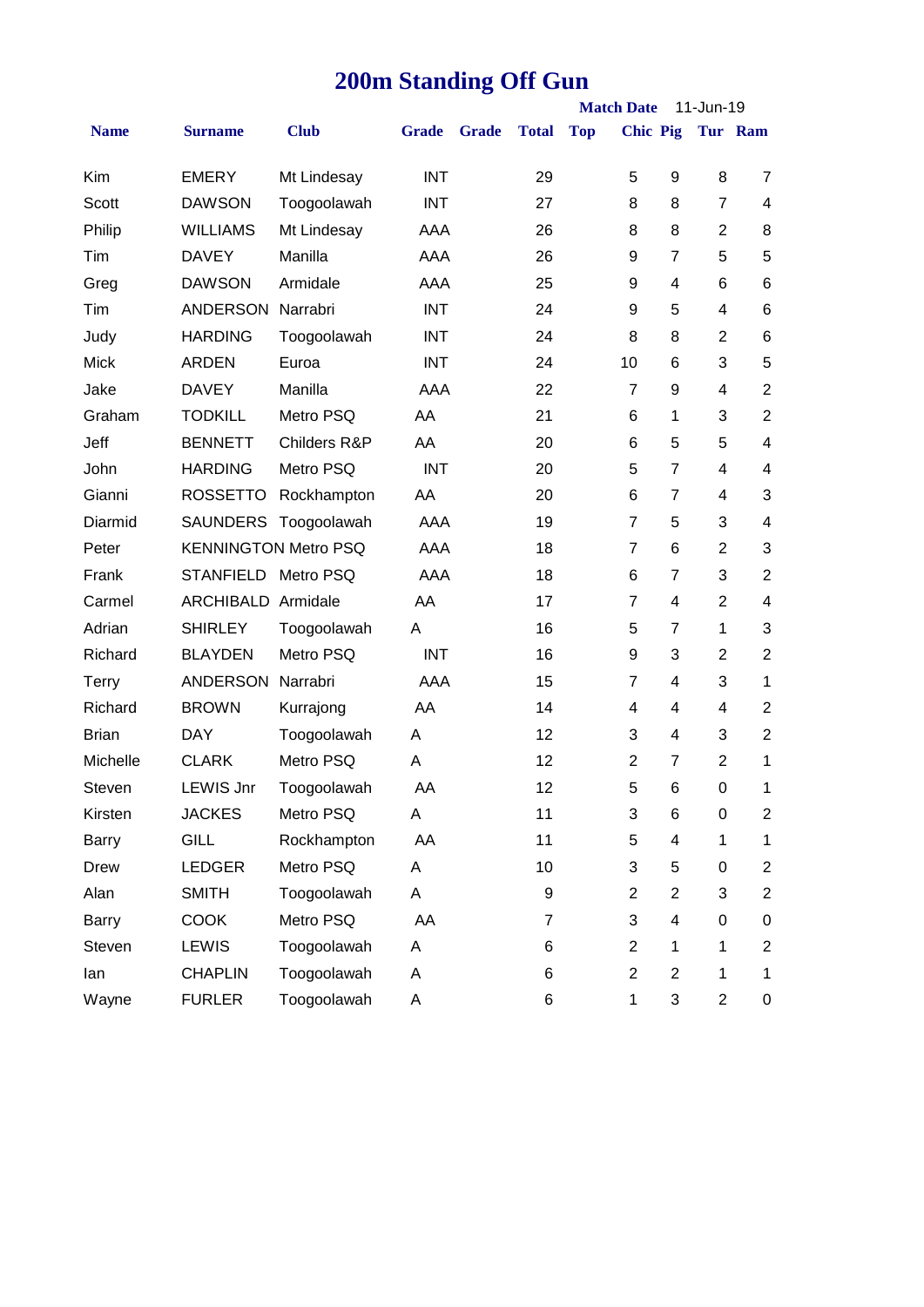# 200m Standing Off Gun

**Match Date** 11-Jun-19

| Name | Surname | Club | Grade | Grade | Total | Top | Chic | Pig | Tur | Ram |
|---|---|---|---|---|---|---|---|---|---|---|
| Kim | EMERY | Mt Lindesay | INT | | 29 | | 5 | 9 | 8 | 7 |
| Scott | DAWSON | Toogoolawah | INT | | 27 | | 8 | 8 | 7 | 4 |
| Philip | WILLIAMS | Mt Lindesay | AAA | | 26 | | 8 | 8 | 2 | 8 |
| Tim | DAVEY | Manilla | AAA | | 26 | | 9 | 7 | 5 | 5 |
| Greg | DAWSON | Armidale | AAA | | 25 | | 9 | 4 | 6 | 6 |
| Tim | ANDERSON | Narrabri | INT | | 24 | | 9 | 5 | 4 | 6 |
| Judy | HARDING | Toogoolawah | INT | | 24 | | 8 | 8 | 2 | 6 |
| Mick | ARDEN | Euroa | INT | | 24 | | 10 | 6 | 3 | 5 |
| Jake | DAVEY | Manilla | AAA | | 22 | | 7 | 9 | 4 | 2 |
| Graham | TODKILL | Metro PSQ | AA | | 21 | | 6 | 1 | 3 | 2 |
| Jeff | BENNETT | Childers R&P | AA | | 20 | | 6 | 5 | 5 | 4 |
| John | HARDING | Metro PSQ | INT | | 20 | | 5 | 7 | 4 | 4 |
| Gianni | ROSSETTO | Rockhampton | AA | | 20 | | 6 | 7 | 4 | 3 |
| Diarmid | SAUNDERS | Toogoolawah | AAA | | 19 | | 7 | 5 | 3 | 4 |
| Peter | KENNINGTON | Metro PSQ | AAA | | 18 | | 7 | 6 | 2 | 3 |
| Frank | STANFIELD | Metro PSQ | AAA | | 18 | | 6 | 7 | 3 | 2 |
| Carmel | ARCHIBALD | Armidale | AA | | 17 | | 7 | 4 | 2 | 4 |
| Adrian | SHIRLEY | Toogoolawah | A | | 16 | | 5 | 7 | 1 | 3 |
| Richard | BLAYDEN | Metro PSQ | INT | | 16 | | 9 | 3 | 2 | 2 |
| Terry | ANDERSON | Narrabri | AAA | | 15 | | 7 | 4 | 3 | 1 |
| Richard | BROWN | Kurrajong | AA | | 14 | | 4 | 4 | 4 | 2 |
| Brian | DAY | Toogoolawah | A | | 12 | | 3 | 4 | 3 | 2 |
| Michelle | CLARK | Metro PSQ | A | | 12 | | 2 | 7 | 2 | 1 |
| Steven | LEWIS Jnr | Toogoolawah | AA | | 12 | | 5 | 6 | 0 | 1 |
| Kirsten | JACKES | Metro PSQ | A | | 11 | | 3 | 6 | 0 | 2 |
| Barry | GILL | Rockhampton | AA | | 11 | | 5 | 4 | 1 | 1 |
| Drew | LEDGER | Metro PSQ | A | | 10 | | 3 | 5 | 0 | 2 |
| Alan | SMITH | Toogoolawah | A | | 9 | | 2 | 2 | 3 | 2 |
| Barry | COOK | Metro PSQ | AA | | 7 | | 3 | 4 | 0 | 0 |
| Steven | LEWIS | Toogoolawah | A | | 6 | | 2 | 1 | 1 | 2 |
| Ian | CHAPLIN | Toogoolawah | A | | 6 | | 2 | 2 | 1 | 1 |
| Wayne | FURLER | Toogoolawah | A | | 6 | | 1 | 3 | 2 | 0 |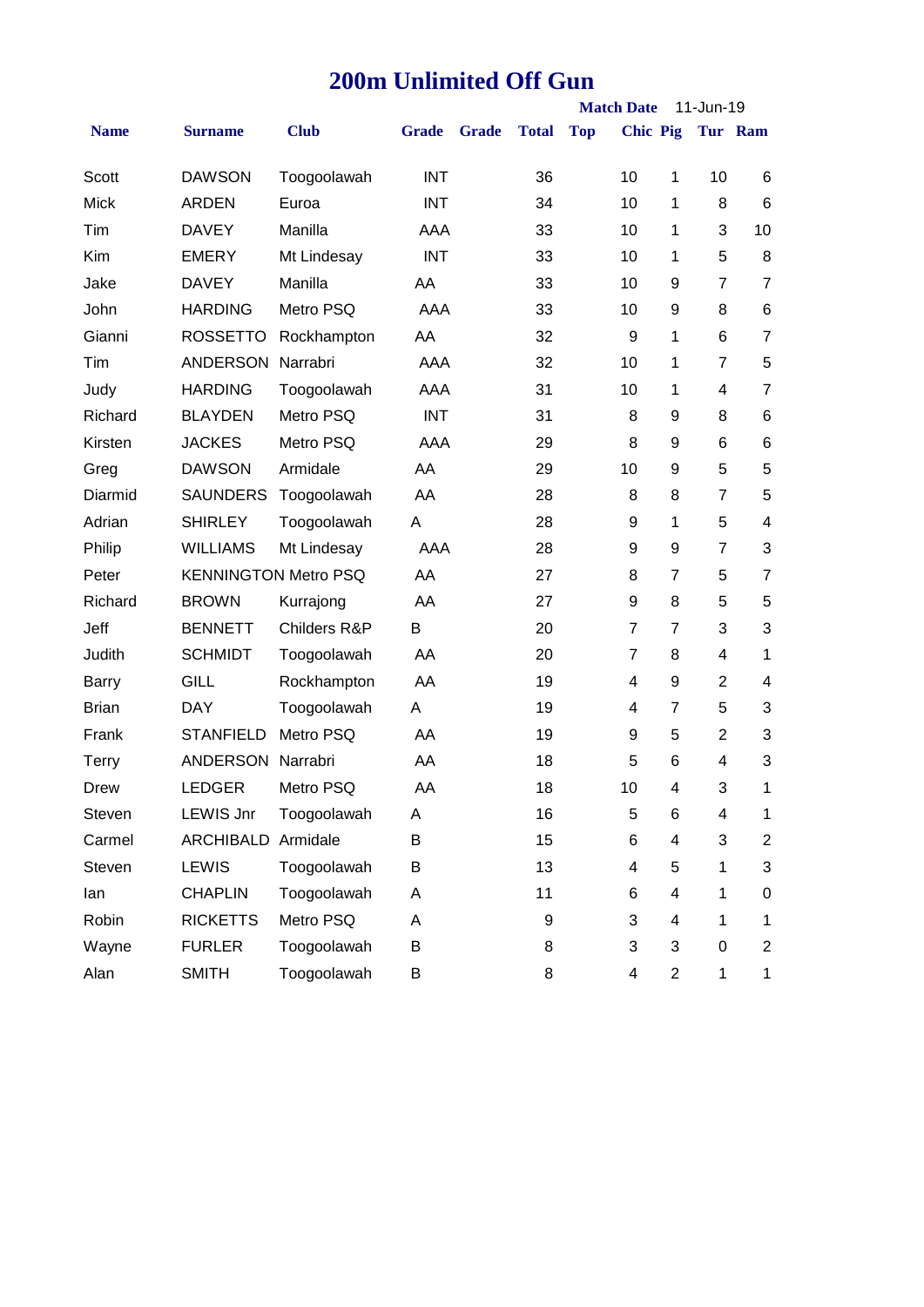# 200m Unlimited Off Gun

Match Date 11-Jun-19

| Name | Surname | Club | Grade | Grade | Total | Top | Chic | Pig | Tur | Ram |
|---|---|---|---|---|---|---|---|---|---|---|
| Scott | DAWSON | Toogoolawah | INT | | 36 | | 10 | 1 | 10 | 6 |
| Mick | ARDEN | Euroa | INT | | 34 | | 10 | 1 | 8 | 6 |
| Tim | DAVEY | Manilla | AAA | | 33 | | 10 | 1 | 3 | 10 |
| Kim | EMERY | Mt Lindesay | INT | | 33 | | 10 | 1 | 5 | 8 |
| Jake | DAVEY | Manilla | AA | | 33 | | 10 | 9 | 7 | 7 |
| John | HARDING | Metro PSQ | AAA | | 33 | | 10 | 9 | 8 | 6 |
| Gianni | ROSSETTO | Rockhampton | AA | | 32 | | 9 | 1 | 6 | 7 |
| Tim | ANDERSON | Narrabri | AAA | | 32 | | 10 | 1 | 7 | 5 |
| Judy | HARDING | Toogoolawah | AAA | | 31 | | 10 | 1 | 4 | 7 |
| Richard | BLAYDEN | Metro PSQ | INT | | 31 | | 8 | 9 | 8 | 6 |
| Kirsten | JACKES | Metro PSQ | AAA | | 29 | | 8 | 9 | 6 | 6 |
| Greg | DAWSON | Armidale | AA | | 29 | | 10 | 9 | 5 | 5 |
| Diarmid | SAUNDERS | Toogoolawah | AA | | 28 | | 8 | 8 | 7 | 5 |
| Adrian | SHIRLEY | Toogoolawah | A | | 28 | | 9 | 1 | 5 | 4 |
| Philip | WILLIAMS | Mt Lindesay | AAA | | 28 | | 9 | 9 | 7 | 3 |
| Peter | KENNINGTON | Metro PSQ | AA | | 27 | | 8 | 7 | 5 | 7 |
| Richard | BROWN | Kurrajong | AA | | 27 | | 9 | 8 | 5 | 5 |
| Jeff | BENNETT | Childers R&P | B | | 20 | | 7 | 7 | 3 | 3 |
| Judith | SCHMIDT | Toogoolawah | AA | | 20 | | 7 | 8 | 4 | 1 |
| Barry | GILL | Rockhampton | AA | | 19 | | 4 | 9 | 2 | 4 |
| Brian | DAY | Toogoolawah | A | | 19 | | 4 | 7 | 5 | 3 |
| Frank | STANFIELD | Metro PSQ | AA | | 19 | | 9 | 5 | 2 | 3 |
| Terry | ANDERSON | Narrabri | AA | | 18 | | 5 | 6 | 4 | 3 |
| Drew | LEDGER | Metro PSQ | AA | | 18 | | 10 | 4 | 3 | 1 |
| Steven | LEWIS Jnr | Toogoolawah | A | | 16 | | 5 | 6 | 4 | 1 |
| Carmel | ARCHIBALD | Armidale | B | | 15 | | 6 | 4 | 3 | 2 |
| Steven | LEWIS | Toogoolawah | B | | 13 | | 4 | 5 | 1 | 3 |
| Ian | CHAPLIN | Toogoolawah | A | | 11 | | 6 | 4 | 1 | 0 |
| Robin | RICKETTS | Metro PSQ | A | | 9 | | 3 | 4 | 1 | 1 |
| Wayne | FURLER | Toogoolawah | B | | 8 | | 3 | 3 | 0 | 2 |
| Alan | SMITH | Toogoolawah | B | | 8 | | 4 | 2 | 1 | 1 |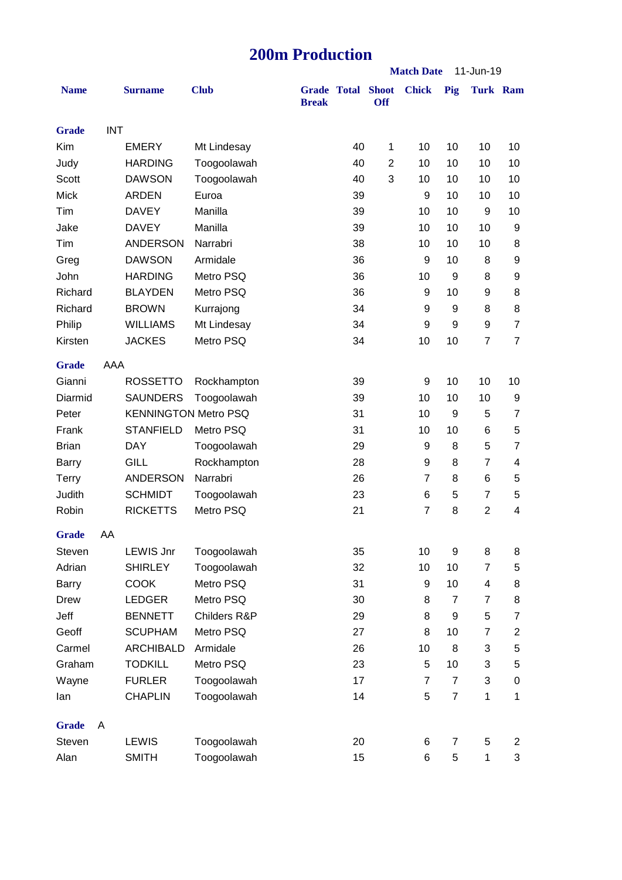# 200m Production

**Match Date** 11-Jun-19

| Name | Surname | Club | Grade Break | Total | Shoot Off | Chick | Pig | Turk | Ram |
|---|---|---|---|---|---|---|---|---|---|
| **Grade** INT | | | | | | | | | |
| Kim | EMERY | Mt Lindesay | | 40 | 1 | 10 | 10 | 10 | 10 |
| Judy | HARDING | Toogoolawah | | 40 | 2 | 10 | 10 | 10 | 10 |
| Scott | DAWSON | Toogoolawah | | 40 | 3 | 10 | 10 | 10 | 10 |
| Mick | ARDEN | Euroa | | 39 | | 9 | 10 | 10 | 10 |
| Tim | DAVEY | Manilla | | 39 | | 10 | 10 | 9 | 10 |
| Jake | DAVEY | Manilla | | 39 | | 10 | 10 | 10 | 9 |
| Tim | ANDERSON | Narrabri | | 38 | | 10 | 10 | 10 | 8 |
| Greg | DAWSON | Armidale | | 36 | | 9 | 10 | 8 | 9 |
| John | HARDING | Metro PSQ | | 36 | | 10 | 9 | 8 | 9 |
| Richard | BLAYDEN | Metro PSQ | | 36 | | 9 | 10 | 9 | 8 |
| Richard | BROWN | Kurrajong | | 34 | | 9 | 9 | 8 | 8 |
| Philip | WILLIAMS | Mt Lindesay | | 34 | | 9 | 9 | 9 | 7 |
| Kirsten | JACKES | Metro PSQ | | 34 | | 10 | 10 | 7 | 7 |
| **Grade** AAA | | | | | | | | | |
| Gianni | ROSSETTO | Rockhampton | | 39 | | 9 | 10 | 10 | 10 |
| Diarmid | SAUNDERS | Toogoolawah | | 39 | | 10 | 10 | 10 | 9 |
| Peter | KENNINGTON | Metro PSQ | | 31 | | 10 | 9 | 5 | 7 |
| Frank | STANFIELD | Metro PSQ | | 31 | | 10 | 10 | 6 | 5 |
| Brian | DAY | Toogoolawah | | 29 | | 9 | 8 | 5 | 7 |
| Barry | GILL | Rockhampton | | 28 | | 9 | 8 | 7 | 4 |
| Terry | ANDERSON | Narrabri | | 26 | | 7 | 8 | 6 | 5 |
| Judith | SCHMIDT | Toogoolawah | | 23 | | 6 | 5 | 7 | 5 |
| Robin | RICKETTS | Metro PSQ | | 21 | | 7 | 8 | 2 | 4 |
| **Grade** AA | | | | | | | | | |
| Steven | LEWIS Jnr | Toogoolawah | | 35 | | 10 | 9 | 8 | 8 |
| Adrian | SHIRLEY | Toogoolawah | | 32 | | 10 | 10 | 7 | 5 |
| Barry | COOK | Metro PSQ | | 31 | | 9 | 10 | 4 | 8 |
| Drew | LEDGER | Metro PSQ | | 30 | | 8 | 7 | 7 | 8 |
| Jeff | BENNETT | Childers R&P | | 29 | | 8 | 9 | 5 | 7 |
| Geoff | SCUPHAM | Metro PSQ | | 27 | | 8 | 10 | 7 | 2 |
| Carmel | ARCHIBALD | Armidale | | 26 | | 10 | 8 | 3 | 5 |
| Graham | TODKILL | Metro PSQ | | 23 | | 5 | 10 | 3 | 5 |
| Wayne | FURLER | Toogoolawah | | 17 | | 7 | 7 | 3 | 0 |
| Ian | CHAPLIN | Toogoolawah | | 14 | | 5 | 7 | 1 | 1 |
| **Grade** A | | | | | | | | | |
| Steven | LEWIS | Toogoolawah | | 20 | | 6 | 7 | 5 | 2 |
| Alan | SMITH | Toogoolawah | | 15 | | 6 | 5 | 1 | 3 |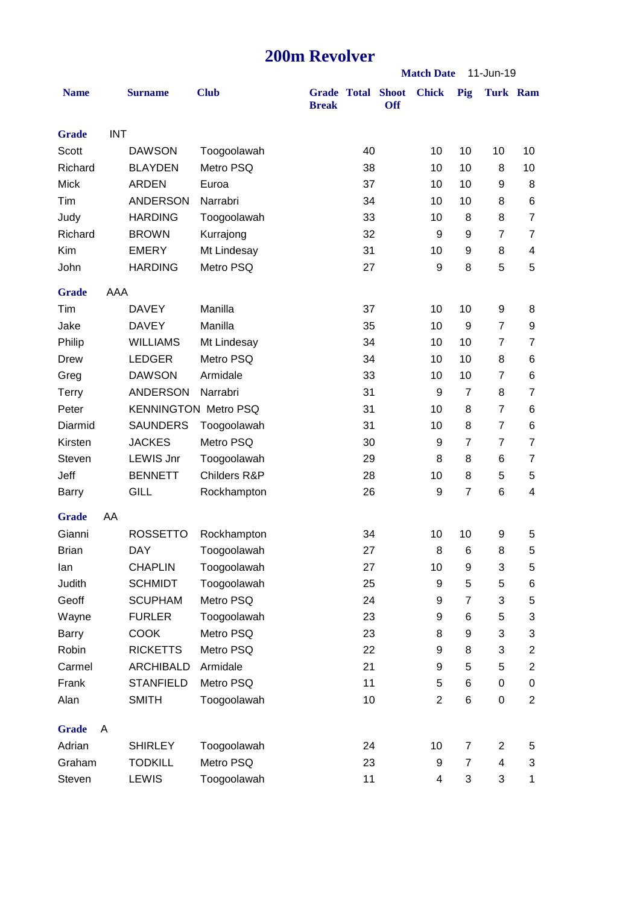# 200m Revolver

**Match Date** 11-Jun-19

| Name | Surname | Club | Grade Break | Total | Shoot Off | Chick | Pig | Turk | Ram |
|---|---|---|---|---|---|---|---|---|---|
| **Grade** INT | | | | | | | | | |
| Scott | DAWSON | Toogoolawah | | 40 | | 10 | 10 | 10 | 10 |
| Richard | BLAYDEN | Metro PSQ | | 38 | | 10 | 10 | 8 | 10 |
| Mick | ARDEN | Euroa | | 37 | | 10 | 10 | 9 | 8 |
| Tim | ANDERSON | Narrabri | | 34 | | 10 | 10 | 8 | 6 |
| Judy | HARDING | Toogoolawah | | 33 | | 10 | 8 | 8 | 7 |
| Richard | BROWN | Kurrajong | | 32 | | 9 | 9 | 7 | 7 |
| Kim | EMERY | Mt Lindesay | | 31 | | 10 | 9 | 8 | 4 |
| John | HARDING | Metro PSQ | | 27 | | 9 | 8 | 5 | 5 |
| **Grade** AAA | | | | | | | | | |
| Tim | DAVEY | Manilla | | 37 | | 10 | 10 | 9 | 8 |
| Jake | DAVEY | Manilla | | 35 | | 10 | 9 | 7 | 9 |
| Philip | WILLIAMS | Mt Lindesay | | 34 | | 10 | 10 | 7 | 7 |
| Drew | LEDGER | Metro PSQ | | 34 | | 10 | 10 | 8 | 6 |
| Greg | DAWSON | Armidale | | 33 | | 10 | 10 | 7 | 6 |
| Terry | ANDERSON | Narrabri | | 31 | | 9 | 7 | 8 | 7 |
| Peter | KENNINGTON | Metro PSQ | | 31 | | 10 | 8 | 7 | 6 |
| Diarmid | SAUNDERS | Toogoolawah | | 31 | | 10 | 8 | 7 | 6 |
| Kirsten | JACKES | Metro PSQ | | 30 | | 9 | 7 | 7 | 7 |
| Steven | LEWIS Jnr | Toogoolawah | | 29 | | 8 | 8 | 6 | 7 |
| Jeff | BENNETT | Childers R&P | | 28 | | 10 | 8 | 5 | 5 |
| Barry | GILL | Rockhampton | | 26 | | 9 | 7 | 6 | 4 |
| **Grade** AA | | | | | | | | | |
| Gianni | ROSSETTO | Rockhampton | | 34 | | 10 | 10 | 9 | 5 |
| Brian | DAY | Toogoolawah | | 27 | | 8 | 6 | 8 | 5 |
| Ian | CHAPLIN | Toogoolawah | | 27 | | 10 | 9 | 3 | 5 |
| Judith | SCHMIDT | Toogoolawah | | 25 | | 9 | 5 | 5 | 6 |
| Geoff | SCUPHAM | Metro PSQ | | 24 | | 9 | 7 | 3 | 5 |
| Wayne | FURLER | Toogoolawah | | 23 | | 9 | 6 | 5 | 3 |
| Barry | COOK | Metro PSQ | | 23 | | 8 | 9 | 3 | 3 |
| Robin | RICKETTS | Metro PSQ | | 22 | | 9 | 8 | 3 | 2 |
| Carmel | ARCHIBALD | Armidale | | 21 | | 9 | 5 | 5 | 2 |
| Frank | STANFIELD | Metro PSQ | | 11 | | 5 | 6 | 0 | 0 |
| Alan | SMITH | Toogoolawah | | 10 | | 2 | 6 | 0 | 2 |
| **Grade** A | | | | | | | | | |
| Adrian | SHIRLEY | Toogoolawah | | 24 | | 10 | 7 | 2 | 5 |
| Graham | TODKILL | Metro PSQ | | 23 | | 9 | 7 | 4 | 3 |
| Steven | LEWIS | Toogoolawah | | 11 | | 4 | 3 | 3 | 1 |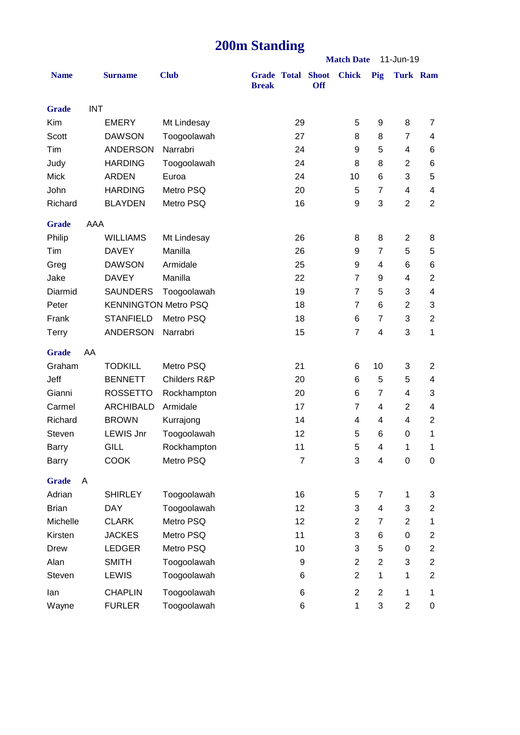# 200m Standing

**Match Date** 11-Jun-19

| Name | Surname | Club | Grade Break | Total | Shoot Off | Chick | Pig | Turk | Ram |
|---|---|---|---|---|---|---|---|---|---|
| **Grade** INT | | | | | | | | | |
| Kim | EMERY | Mt Lindesay | | 29 | | 5 | 9 | 8 | 7 |
| Scott | DAWSON | Toogoolawah | | 27 | | 8 | 8 | 7 | 4 |
| Tim | ANDERSON | Narrabri | | 24 | | 9 | 5 | 4 | 6 |
| Judy | HARDING | Toogoolawah | | 24 | | 8 | 8 | 2 | 6 |
| Mick | ARDEN | Euroa | | 24 | | 10 | 6 | 3 | 5 |
| John | HARDING | Metro PSQ | | 20 | | 5 | 7 | 4 | 4 |
| Richard | BLAYDEN | Metro PSQ | | 16 | | 9 | 3 | 2 | 2 |
| **Grade** AAA | | | | | | | | | |
| Philip | WILLIAMS | Mt Lindesay | | 26 | | 8 | 8 | 2 | 8 |
| Tim | DAVEY | Manilla | | 26 | | 9 | 7 | 5 | 5 |
| Greg | DAWSON | Armidale | | 25 | | 9 | 4 | 6 | 6 |
| Jake | DAVEY | Manilla | | 22 | | 7 | 9 | 4 | 2 |
| Diarmid | SAUNDERS | Toogoolawah | | 19 | | 7 | 5 | 3 | 4 |
| Peter | KENNINGTON | Metro PSQ | | 18 | | 7 | 6 | 2 | 3 |
| Frank | STANFIELD | Metro PSQ | | 18 | | 6 | 7 | 3 | 2 |
| Terry | ANDERSON | Narrabri | | 15 | | 7 | 4 | 3 | 1 |
| **Grade** AA | | | | | | | | | |
| Graham | TODKILL | Metro PSQ | | 21 | | 6 | 10 | 3 | 2 |
| Jeff | BENNETT | Childers R&P | | 20 | | 6 | 5 | 5 | 4 |
| Gianni | ROSSETTO | Rockhampton | | 20 | | 6 | 7 | 4 | 3 |
| Carmel | ARCHIBALD | Armidale | | 17 | | 7 | 4 | 2 | 4 |
| Richard | BROWN | Kurrajong | | 14 | | 4 | 4 | 4 | 2 |
| Steven | LEWIS Jnr | Toogoolawah | | 12 | | 5 | 6 | 0 | 1 |
| Barry | GILL | Rockhampton | | 11 | | 5 | 4 | 1 | 1 |
| Barry | COOK | Metro PSQ | | 7 | | 3 | 4 | 0 | 0 |
| **Grade** A | | | | | | | | | |
| Adrian | SHIRLEY | Toogoolawah | | 16 | | 5 | 7 | 1 | 3 |
| Brian | DAY | Toogoolawah | | 12 | | 3 | 4 | 3 | 2 |
| Michelle | CLARK | Metro PSQ | | 12 | | 2 | 7 | 2 | 1 |
| Kirsten | JACKES | Metro PSQ | | 11 | | 3 | 6 | 0 | 2 |
| Drew | LEDGER | Metro PSQ | | 10 | | 3 | 5 | 0 | 2 |
| Alan | SMITH | Toogoolawah | | 9 | | 2 | 2 | 3 | 2 |
| Steven | LEWIS | Toogoolawah | | 6 | | 2 | 1 | 1 | 2 |
| Ian | CHAPLIN | Toogoolawah | | 6 | | 2 | 2 | 1 | 1 |
| Wayne | FURLER | Toogoolawah | | 6 | | 1 | 3 | 2 | 0 |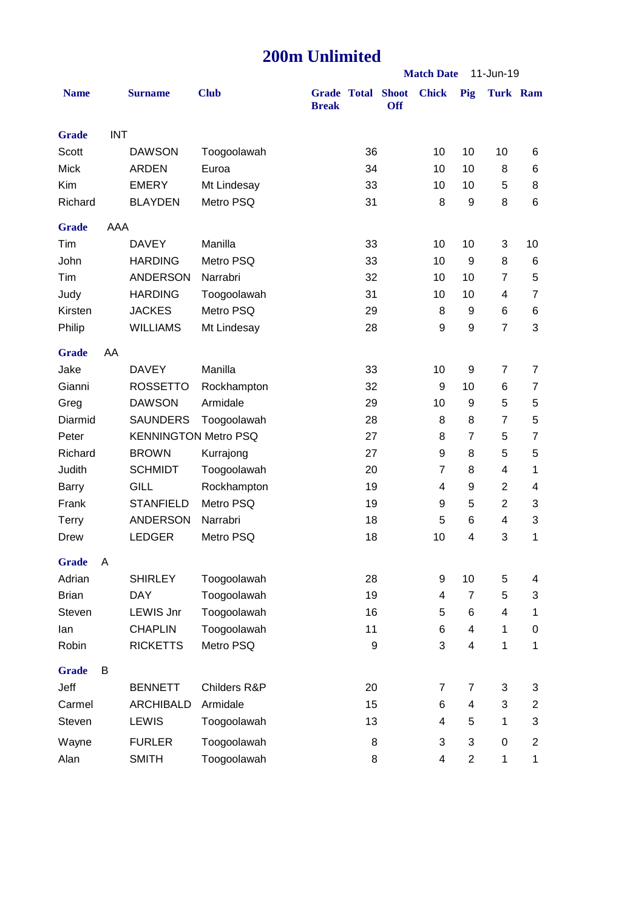# 200m Unlimited

**Match Date** 11-Jun-19

| Name | Surname | Club | Grade Break | Total | Shoot Off | Chick | Pig | Turk | Ram |
|---|---|---|---|---|---|---|---|---|---|
| **Grade** INT | | | | | | | | | |
| Scott | DAWSON | Toogoolawah | | 36 | | 10 | 10 | 10 | 6 |
| Mick | ARDEN | Euroa | | 34 | | 10 | 10 | 8 | 6 |
| Kim | EMERY | Mt Lindesay | | 33 | | 10 | 10 | 5 | 8 |
| Richard | BLAYDEN | Metro PSQ | | 31 | | 8 | 9 | 8 | 6 |
| **Grade** AAA | | | | | | | | | |
| Tim | DAVEY | Manilla | | 33 | | 10 | 10 | 3 | 10 |
| John | HARDING | Metro PSQ | | 33 | | 10 | 9 | 8 | 6 |
| Tim | ANDERSON | Narrabri | | 32 | | 10 | 10 | 7 | 5 |
| Judy | HARDING | Toogoolawah | | 31 | | 10 | 10 | 4 | 7 |
| Kirsten | JACKES | Metro PSQ | | 29 | | 8 | 9 | 6 | 6 |
| Philip | WILLIAMS | Mt Lindesay | | 28 | | 9 | 9 | 7 | 3 |
| **Grade** AA | | | | | | | | | |
| Jake | DAVEY | Manilla | | 33 | | 10 | 9 | 7 | 7 |
| Gianni | ROSSETTO | Rockhampton | | 32 | | 9 | 10 | 6 | 7 |
| Greg | DAWSON | Armidale | | 29 | | 10 | 9 | 5 | 5 |
| Diarmid | SAUNDERS | Toogoolawah | | 28 | | 8 | 8 | 7 | 5 |
| Peter | KENNINGTON | Metro PSQ | | 27 | | 8 | 7 | 5 | 7 |
| Richard | BROWN | Kurrajong | | 27 | | 9 | 8 | 5 | 5 |
| Judith | SCHMIDT | Toogoolawah | | 20 | | 7 | 8 | 4 | 1 |
| Barry | GILL | Rockhampton | | 19 | | 4 | 9 | 2 | 4 |
| Frank | STANFIELD | Metro PSQ | | 19 | | 9 | 5 | 2 | 3 |
| Terry | ANDERSON | Narrabri | | 18 | | 5 | 6 | 4 | 3 |
| Drew | LEDGER | Metro PSQ | | 18 | | 10 | 4 | 3 | 1 |
| **Grade** A | | | | | | | | | |
| Adrian | SHIRLEY | Toogoolawah | | 28 | | 9 | 10 | 5 | 4 |
| Brian | DAY | Toogoolawah | | 19 | | 4 | 7 | 5 | 3 |
| Steven | LEWIS Jnr | Toogoolawah | | 16 | | 5 | 6 | 4 | 1 |
| Ian | CHAPLIN | Toogoolawah | | 11 | | 6 | 4 | 1 | 0 |
| Robin | RICKETTS | Metro PSQ | | 9 | | 3 | 4 | 1 | 1 |
| **Grade** B | | | | | | | | | |
| Jeff | BENNETT | Childers R&P | | 20 | | 7 | 7 | 3 | 3 |
| Carmel | ARCHIBALD | Armidale | | 15 | | 6 | 4 | 3 | 2 |
| Steven | LEWIS | Toogoolawah | | 13 | | 4 | 5 | 1 | 3 |
| Wayne | FURLER | Toogoolawah | | 8 | | 3 | 3 | 0 | 2 |
| Alan | SMITH | Toogoolawah | | 8 | | 4 | 2 | 1 | 1 |